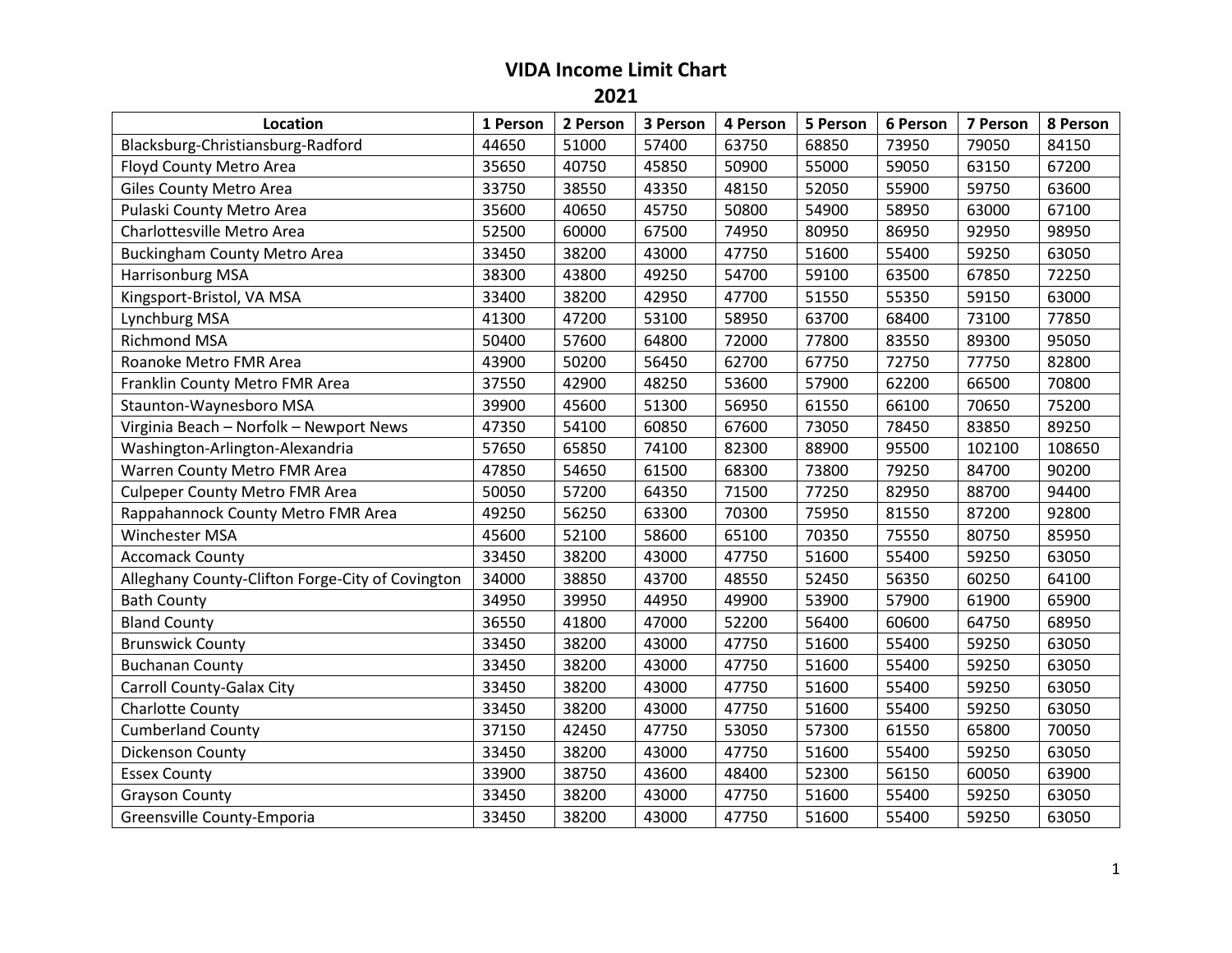# VIDA Income Limit Chart

## 2021

| Location | 1 Person | 2 Person | 3 Person | 4 Person | 5 Person | 6 Person | 7 Person | 8 Person |
|---|---|---|---|---|---|---|---|---|
| Blacksburg-Christiansburg-Radford | 44650 | 51000 | 57400 | 63750 | 68850 | 73950 | 79050 | 84150 |
| Floyd County Metro Area | 35650 | 40750 | 45850 | 50900 | 55000 | 59050 | 63150 | 67200 |
| Giles County Metro Area | 33750 | 38550 | 43350 | 48150 | 52050 | 55900 | 59750 | 63600 |
| Pulaski County Metro Area | 35600 | 40650 | 45750 | 50800 | 54900 | 58950 | 63000 | 67100 |
| Charlottesville Metro Area | 52500 | 60000 | 67500 | 74950 | 80950 | 86950 | 92950 | 98950 |
| Buckingham County Metro Area | 33450 | 38200 | 43000 | 47750 | 51600 | 55400 | 59250 | 63050 |
| Harrisonburg MSA | 38300 | 43800 | 49250 | 54700 | 59100 | 63500 | 67850 | 72250 |
| Kingsport-Bristol, VA MSA | 33400 | 38200 | 42950 | 47700 | 51550 | 55350 | 59150 | 63000 |
| Lynchburg MSA | 41300 | 47200 | 53100 | 58950 | 63700 | 68400 | 73100 | 77850 |
| Richmond MSA | 50400 | 57600 | 64800 | 72000 | 77800 | 83550 | 89300 | 95050 |
| Roanoke Metro FMR Area | 43900 | 50200 | 56450 | 62700 | 67750 | 72750 | 77750 | 82800 |
| Franklin County Metro FMR Area | 37550 | 42900 | 48250 | 53600 | 57900 | 62200 | 66500 | 70800 |
| Staunton-Waynesboro MSA | 39900 | 45600 | 51300 | 56950 | 61550 | 66100 | 70650 | 75200 |
| Virginia Beach – Norfolk – Newport News | 47350 | 54100 | 60850 | 67600 | 73050 | 78450 | 83850 | 89250 |
| Washington-Arlington-Alexandria | 57650 | 65850 | 74100 | 82300 | 88900 | 95500 | 102100 | 108650 |
| Warren County Metro FMR Area | 47850 | 54650 | 61500 | 68300 | 73800 | 79250 | 84700 | 90200 |
| Culpeper County Metro FMR Area | 50050 | 57200 | 64350 | 71500 | 77250 | 82950 | 88700 | 94400 |
| Rappahannock County Metro FMR Area | 49250 | 56250 | 63300 | 70300 | 75950 | 81550 | 87200 | 92800 |
| Winchester MSA | 45600 | 52100 | 58600 | 65100 | 70350 | 75550 | 80750 | 85950 |
| Accomack County | 33450 | 38200 | 43000 | 47750 | 51600 | 55400 | 59250 | 63050 |
| Alleghany County-Clifton Forge-City of Covington | 34000 | 38850 | 43700 | 48550 | 52450 | 56350 | 60250 | 64100 |
| Bath County | 34950 | 39950 | 44950 | 49900 | 53900 | 57900 | 61900 | 65900 |
| Bland County | 36550 | 41800 | 47000 | 52200 | 56400 | 60600 | 64750 | 68950 |
| Brunswick County | 33450 | 38200 | 43000 | 47750 | 51600 | 55400 | 59250 | 63050 |
| Buchanan County | 33450 | 38200 | 43000 | 47750 | 51600 | 55400 | 59250 | 63050 |
| Carroll County-Galax City | 33450 | 38200 | 43000 | 47750 | 51600 | 55400 | 59250 | 63050 |
| Charlotte County | 33450 | 38200 | 43000 | 47750 | 51600 | 55400 | 59250 | 63050 |
| Cumberland County | 37150 | 42450 | 47750 | 53050 | 57300 | 61550 | 65800 | 70050 |
| Dickenson County | 33450 | 38200 | 43000 | 47750 | 51600 | 55400 | 59250 | 63050 |
| Essex County | 33900 | 38750 | 43600 | 48400 | 52300 | 56150 | 60050 | 63900 |
| Grayson County | 33450 | 38200 | 43000 | 47750 | 51600 | 55400 | 59250 | 63050 |
| Greensville County-Emporia | 33450 | 38200 | 43000 | 47750 | 51600 | 55400 | 59250 | 63050 |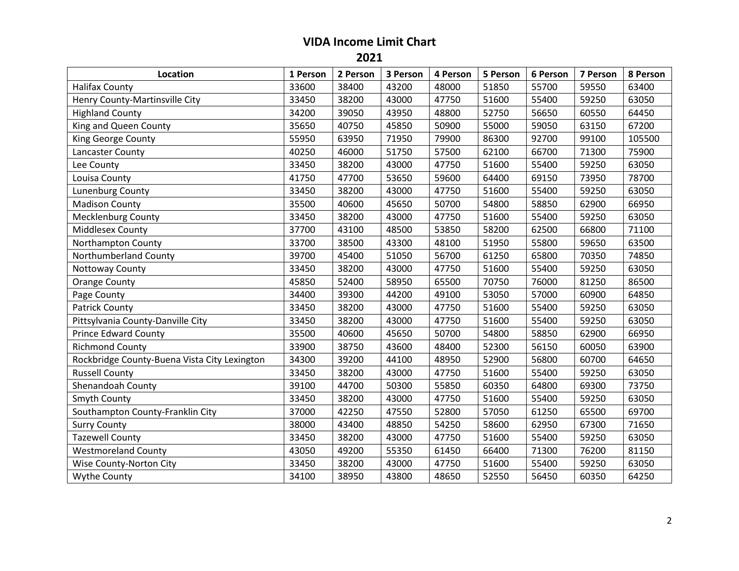# VIDA Income Limit Chart

## 2021

| Location | 1 Person | 2 Person | 3 Person | 4 Person | 5 Person | 6 Person | 7 Person | 8 Person |
|---|---|---|---|---|---|---|---|---|
| Halifax County | 33600 | 38400 | 43200 | 48000 | 51850 | 55700 | 59550 | 63400 |
| Henry County-Martinsville City | 33450 | 38200 | 43000 | 47750 | 51600 | 55400 | 59250 | 63050 |
| Highland County | 34200 | 39050 | 43950 | 48800 | 52750 | 56650 | 60550 | 64450 |
| King and Queen County | 35650 | 40750 | 45850 | 50900 | 55000 | 59050 | 63150 | 67200 |
| King George County | 55950 | 63950 | 71950 | 79900 | 86300 | 92700 | 99100 | 105500 |
| Lancaster County | 40250 | 46000 | 51750 | 57500 | 62100 | 66700 | 71300 | 75900 |
| Lee County | 33450 | 38200 | 43000 | 47750 | 51600 | 55400 | 59250 | 63050 |
| Louisa County | 41750 | 47700 | 53650 | 59600 | 64400 | 69150 | 73950 | 78700 |
| Lunenburg County | 33450 | 38200 | 43000 | 47750 | 51600 | 55400 | 59250 | 63050 |
| Madison County | 35500 | 40600 | 45650 | 50700 | 54800 | 58850 | 62900 | 66950 |
| Mecklenburg County | 33450 | 38200 | 43000 | 47750 | 51600 | 55400 | 59250 | 63050 |
| Middlesex County | 37700 | 43100 | 48500 | 53850 | 58200 | 62500 | 66800 | 71100 |
| Northampton County | 33700 | 38500 | 43300 | 48100 | 51950 | 55800 | 59650 | 63500 |
| Northumberland County | 39700 | 45400 | 51050 | 56700 | 61250 | 65800 | 70350 | 74850 |
| Nottoway County | 33450 | 38200 | 43000 | 47750 | 51600 | 55400 | 59250 | 63050 |
| Orange County | 45850 | 52400 | 58950 | 65500 | 70750 | 76000 | 81250 | 86500 |
| Page County | 34400 | 39300 | 44200 | 49100 | 53050 | 57000 | 60900 | 64850 |
| Patrick County | 33450 | 38200 | 43000 | 47750 | 51600 | 55400 | 59250 | 63050 |
| Pittsylvania County-Danville City | 33450 | 38200 | 43000 | 47750 | 51600 | 55400 | 59250 | 63050 |
| Prince Edward County | 35500 | 40600 | 45650 | 50700 | 54800 | 58850 | 62900 | 66950 |
| Richmond County | 33900 | 38750 | 43600 | 48400 | 52300 | 56150 | 60050 | 63900 |
| Rockbridge County-Buena Vista City Lexington | 34300 | 39200 | 44100 | 48950 | 52900 | 56800 | 60700 | 64650 |
| Russell County | 33450 | 38200 | 43000 | 47750 | 51600 | 55400 | 59250 | 63050 |
| Shenandoah County | 39100 | 44700 | 50300 | 55850 | 60350 | 64800 | 69300 | 73750 |
| Smyth County | 33450 | 38200 | 43000 | 47750 | 51600 | 55400 | 59250 | 63050 |
| Southampton County-Franklin City | 37000 | 42250 | 47550 | 52800 | 57050 | 61250 | 65500 | 69700 |
| Surry County | 38000 | 43400 | 48850 | 54250 | 58600 | 62950 | 67300 | 71650 |
| Tazewell County | 33450 | 38200 | 43000 | 47750 | 51600 | 55400 | 59250 | 63050 |
| Westmoreland County | 43050 | 49200 | 55350 | 61450 | 66400 | 71300 | 76200 | 81150 |
| Wise County-Norton City | 33450 | 38200 | 43000 | 47750 | 51600 | 55400 | 59250 | 63050 |
| Wythe County | 34100 | 38950 | 43800 | 48650 | 52550 | 56450 | 60350 | 64250 |